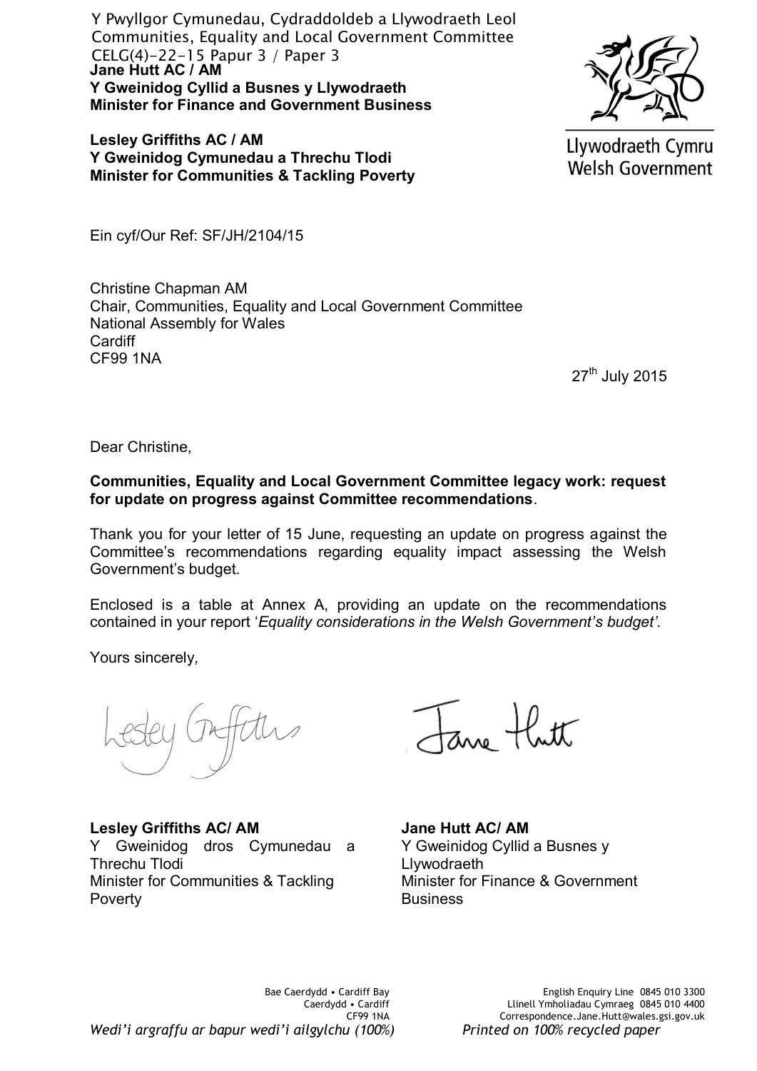Y Pwyllgor Cymunedau, Cydraddoldeb a Llywodraeth Leol
Communities, Equality and Local Government Committee
CELG(4)-22-15 Papur 3 / Paper 3

**Jane Hutt AC / AM**
**Y Gweinidog Cyllid a Busnes y Llywodraeth**
**Minister for Finance and Government Business**

**Lesley Griffiths AC / AM**
**Y Gweinidog Cymunedau a Threchu Tlodi**
**Minister for Communities & Tackling Poverty**

Llywodraeth Cymru
Welsh Government

Ein cyf/Our Ref: SF/JH/2104/15

Christine Chapman AM
Chair, Communities, Equality and Local Government Committee
National Assembly for Wales
Cardiff
CF99 1NA

27th July 2015

Dear Christine,

**Communities, Equality and Local Government Committee legacy work: request for update on progress against Committee recommendations**.

Thank you for your letter of 15 June, requesting an update on progress against the Committee's recommendations regarding equality impact assessing the Welsh Government's budget.

Enclosed is a table at Annex A, providing an update on the recommendations contained in your report '*Equality considerations in the Welsh Government's budget'.*

Yours sincerely,

**Lesley Griffiths AC/ AM**
Y Gweinidog dros Cymunedau a Threchu Tlodi
Minister for Communities & Tackling Poverty

**Jane Hutt AC/ AM**
Y Gweinidog Cyllid a Busnes y Llywodraeth
Minister for Finance & Government Business

Bae Caerdydd • Cardiff Bay
Caerdydd • Cardiff
CF99 1NA

English Enquiry Line 0845 010 3300
Llinell Ymholiadau Cymraeg 0845 010 4400
Correspondence.Jane.Hutt@wales.gsi.gov.uk

*Wedi'i argraffu ar bapur wedi'i ailgylchu (100%)* *Printed on 100% recycled paper*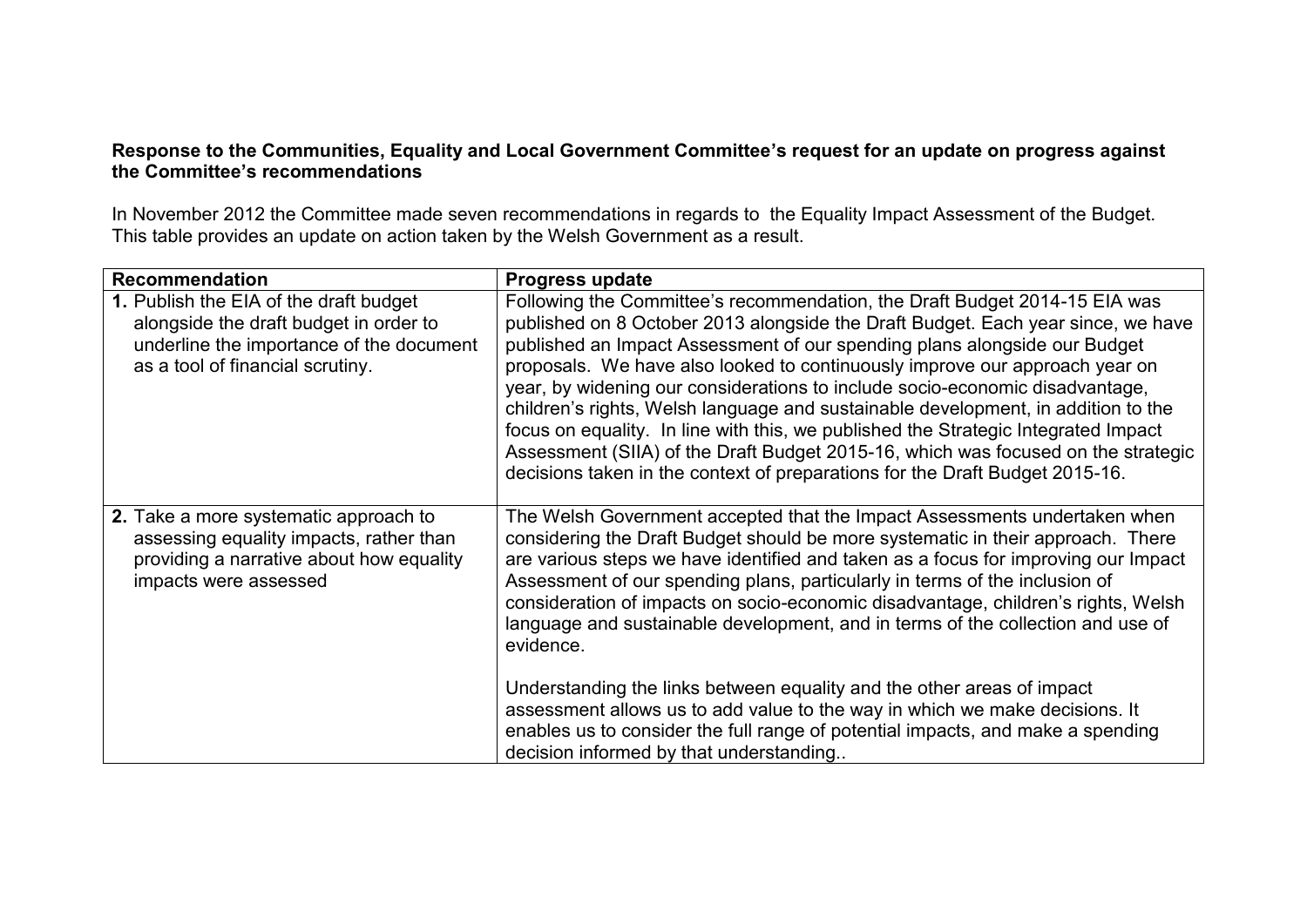**Response to the Communities, Equality and Local Government Committee's request for an update on progress against the Committee's recommendations**

In November 2012 the Committee made seven recommendations in regards to the Equality Impact Assessment of the Budget. This table provides an update on action taken by the Welsh Government as a result.

| Recommendation | Progress update |
|---|---|
| **1.** Publish the EIA of the draft budget alongside the draft budget in order to underline the importance of the document as a tool of financial scrutiny. | Following the Committee's recommendation, the Draft Budget 2014-15 EIA was published on 8 October 2013 alongside the Draft Budget. Each year since, we have published an Impact Assessment of our spending plans alongside our Budget proposals. We have also looked to continuously improve our approach year on year, by widening our considerations to include socio-economic disadvantage, children's rights, Welsh language and sustainable development, in addition to the focus on equality. In line with this, we published the Strategic Integrated Impact Assessment (SIIA) of the Draft Budget 2015-16, which was focused on the strategic decisions taken in the context of preparations for the Draft Budget 2015-16. |
| **2.** Take a more systematic approach to assessing equality impacts, rather than providing a narrative about how equality impacts were assessed | The Welsh Government accepted that the Impact Assessments undertaken when considering the Draft Budget should be more systematic in their approach. There are various steps we have identified and taken as a focus for improving our Impact Assessment of our spending plans, particularly in terms of the inclusion of consideration of impacts on socio-economic disadvantage, children's rights, Welsh language and sustainable development, and in terms of the collection and use of evidence.<br><br>Understanding the links between equality and the other areas of impact assessment allows us to add value to the way in which we make decisions. It enables us to consider the full range of potential impacts, and make a spending decision informed by that understanding.. |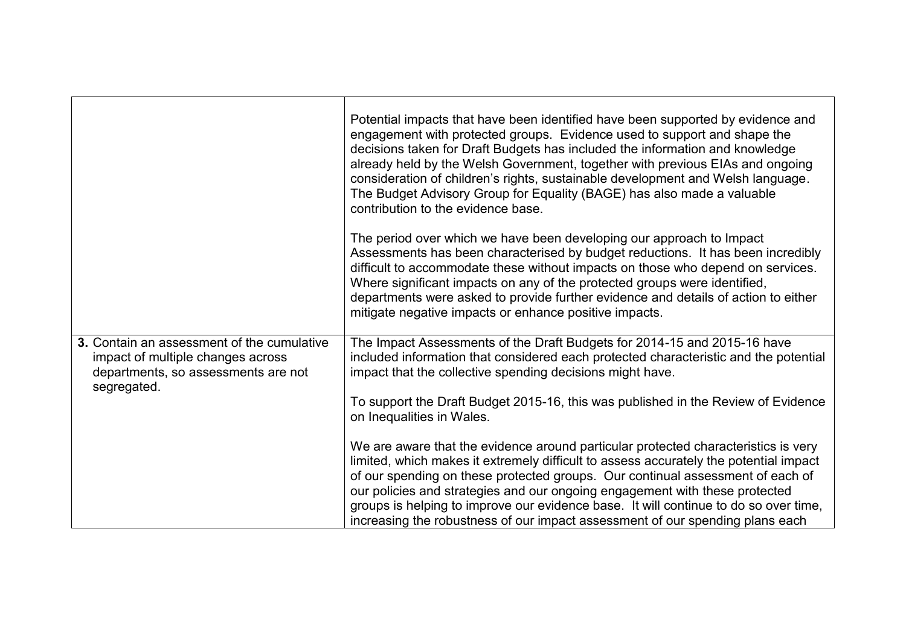| | |
|---|---|
| | Potential impacts that have been identified have been supported by evidence and engagement with protected groups. Evidence used to support and shape the decisions taken for Draft Budgets has included the information and knowledge already held by the Welsh Government, together with previous EIAs and ongoing consideration of children's rights, sustainable development and Welsh language. The Budget Advisory Group for Equality (BAGE) has also made a valuable contribution to the evidence base.<br><br>The period over which we have been developing our approach to Impact Assessments has been characterised by budget reductions. It has been incredibly difficult to accommodate these without impacts on those who depend on services. Where significant impacts on any of the protected groups were identified, departments were asked to provide further evidence and details of action to either mitigate negative impacts or enhance positive impacts. |
| **3.** Contain an assessment of the cumulative impact of multiple changes across departments, so assessments are not segregated. | The Impact Assessments of the Draft Budgets for 2014-15 and 2015-16 have included information that considered each protected characteristic and the potential impact that the collective spending decisions might have.<br><br>To support the Draft Budget 2015-16, this was published in the Review of Evidence on Inequalities in Wales.<br><br>We are aware that the evidence around particular protected characteristics is very limited, which makes it extremely difficult to assess accurately the potential impact of our spending on these protected groups. Our continual assessment of each of our policies and strategies and our ongoing engagement with these protected groups is helping to improve our evidence base. It will continue to do so over time, increasing the robustness of our impact assessment of our spending plans each |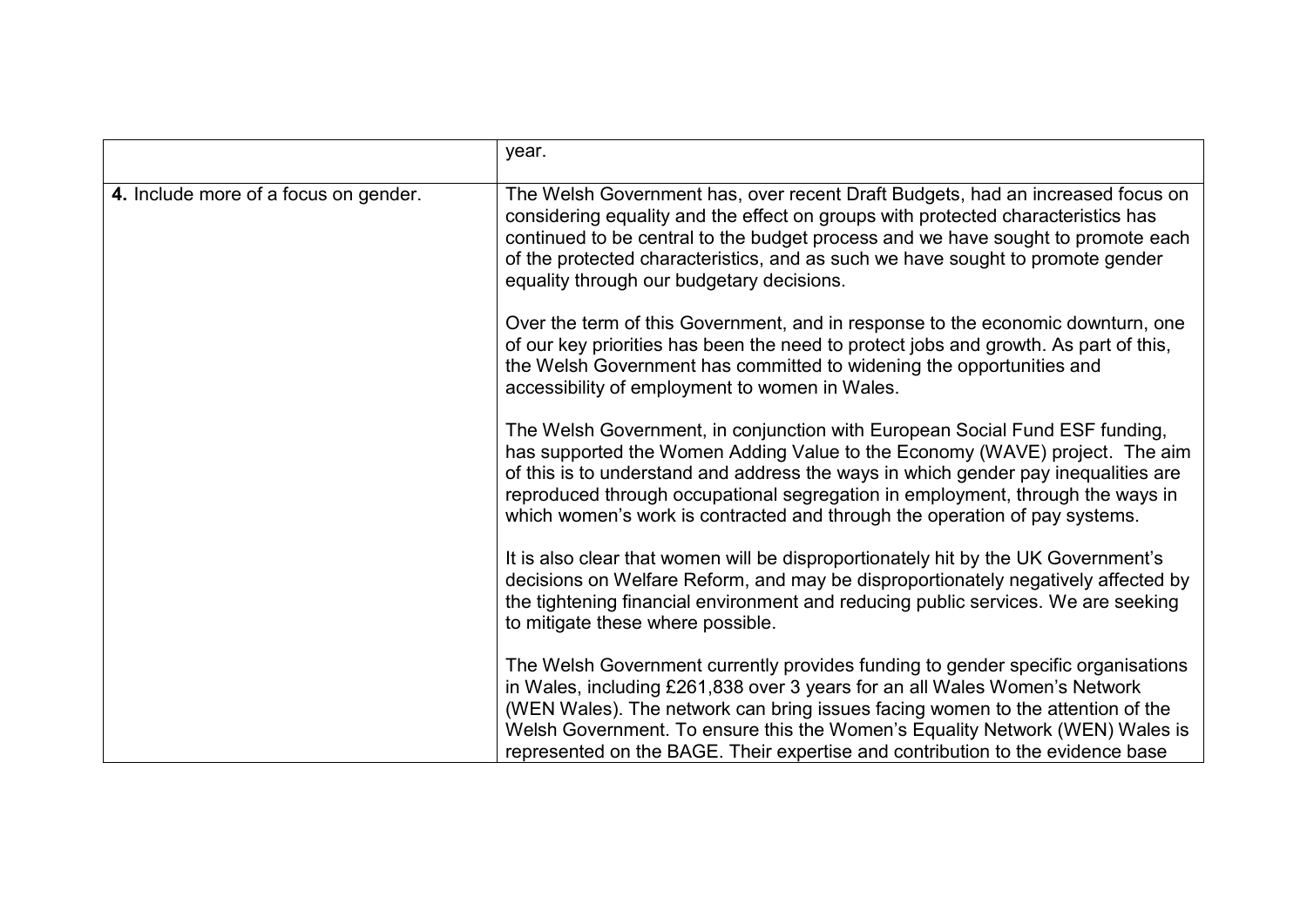| | |
|---|---|
| | year. |
| **4.** Include more of a focus on gender. | The Welsh Government has, over recent Draft Budgets, had an increased focus on considering equality and the effect on groups with protected characteristics has continued to be central to the budget process and we have sought to promote each of the protected characteristics, and as such we have sought to promote gender equality through our budgetary decisions.<br><br>Over the term of this Government, and in response to the economic downturn, one of our key priorities has been the need to protect jobs and growth. As part of this, the Welsh Government has committed to widening the opportunities and accessibility of employment to women in Wales.<br><br>The Welsh Government, in conjunction with European Social Fund ESF funding, has supported the Women Adding Value to the Economy (WAVE) project. The aim of this is to understand and address the ways in which gender pay inequalities are reproduced through occupational segregation in employment, through the ways in which women's work is contracted and through the operation of pay systems.<br><br>It is also clear that women will be disproportionately hit by the UK Government's decisions on Welfare Reform, and may be disproportionately negatively affected by the tightening financial environment and reducing public services. We are seeking to mitigate these where possible.<br><br>The Welsh Government currently provides funding to gender specific organisations in Wales, including £261,838 over 3 years for an all Wales Women's Network (WEN Wales). The network can bring issues facing women to the attention of the Welsh Government. To ensure this the Women's Equality Network (WEN) Wales is represented on the BAGE. Their expertise and contribution to the evidence base |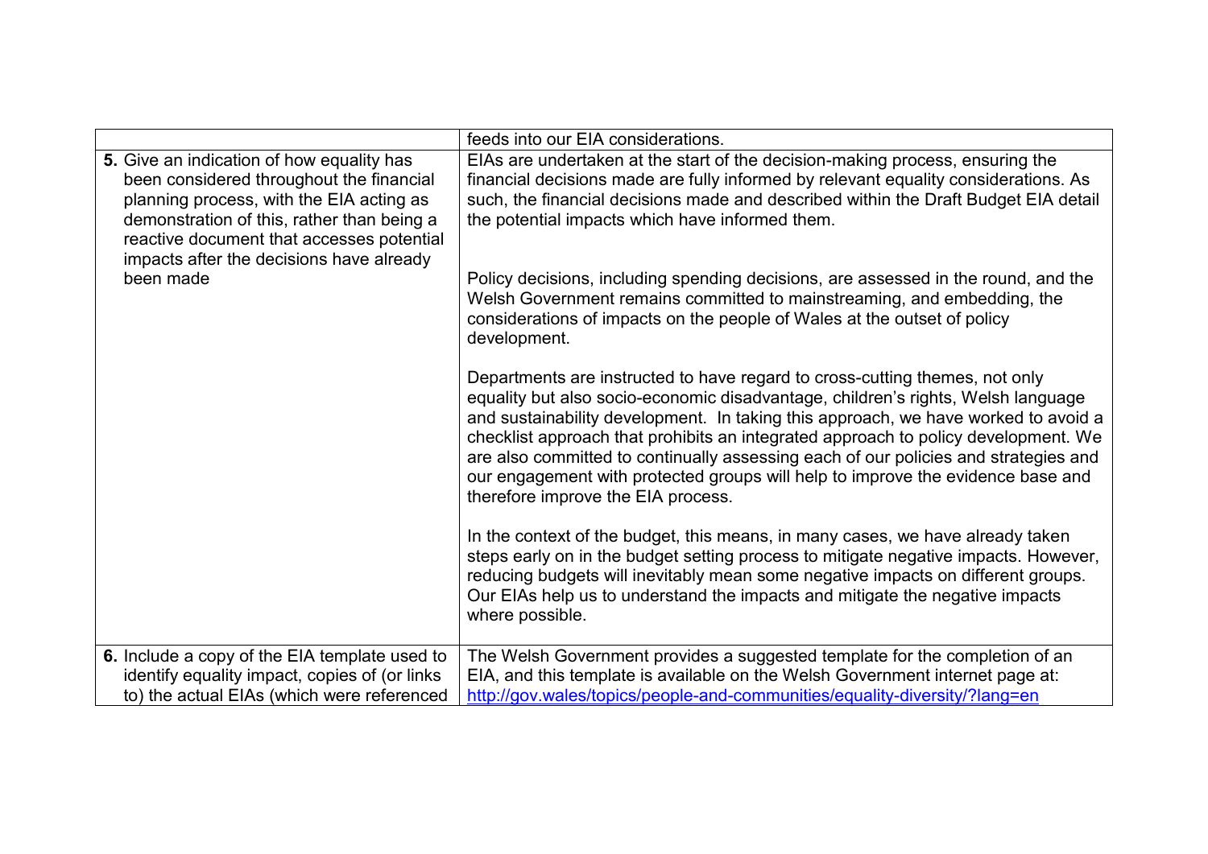| | |
|---|---|
| | feeds into our EIA considerations. |
| **5.** Give an indication of how equality has been considered throughout the financial planning process, with the EIA acting as demonstration of this, rather than being a reactive document that accesses potential impacts after the decisions have already been made | EIAs are undertaken at the start of the decision-making process, ensuring the financial decisions made are fully informed by relevant equality considerations. As such, the financial decisions made and described within the Draft Budget EIA detail the potential impacts which have informed them.<br><br>Policy decisions, including spending decisions, are assessed in the round, and the Welsh Government remains committed to mainstreaming, and embedding, the considerations of impacts on the people of Wales at the outset of policy development.<br><br>Departments are instructed to have regard to cross-cutting themes, not only equality but also socio-economic disadvantage, children's rights, Welsh language and sustainability development. In taking this approach, we have worked to avoid a checklist approach that prohibits an integrated approach to policy development. We are also committed to continually assessing each of our policies and strategies and our engagement with protected groups will help to improve the evidence base and therefore improve the EIA process.<br><br>In the context of the budget, this means, in many cases, we have already taken steps early on in the budget setting process to mitigate negative impacts. However, reducing budgets will inevitably mean some negative impacts on different groups. Our EIAs help us to understand the impacts and mitigate the negative impacts where possible. |
| **6.** Include a copy of the EIA template used to identify equality impact, copies of (or links to) the actual EIAs (which were referenced | The Welsh Government provides a suggested template for the completion of an EIA, and this template is available on the Welsh Government internet page at: http://gov.wales/topics/people-and-communities/equality-diversity/?lang=en |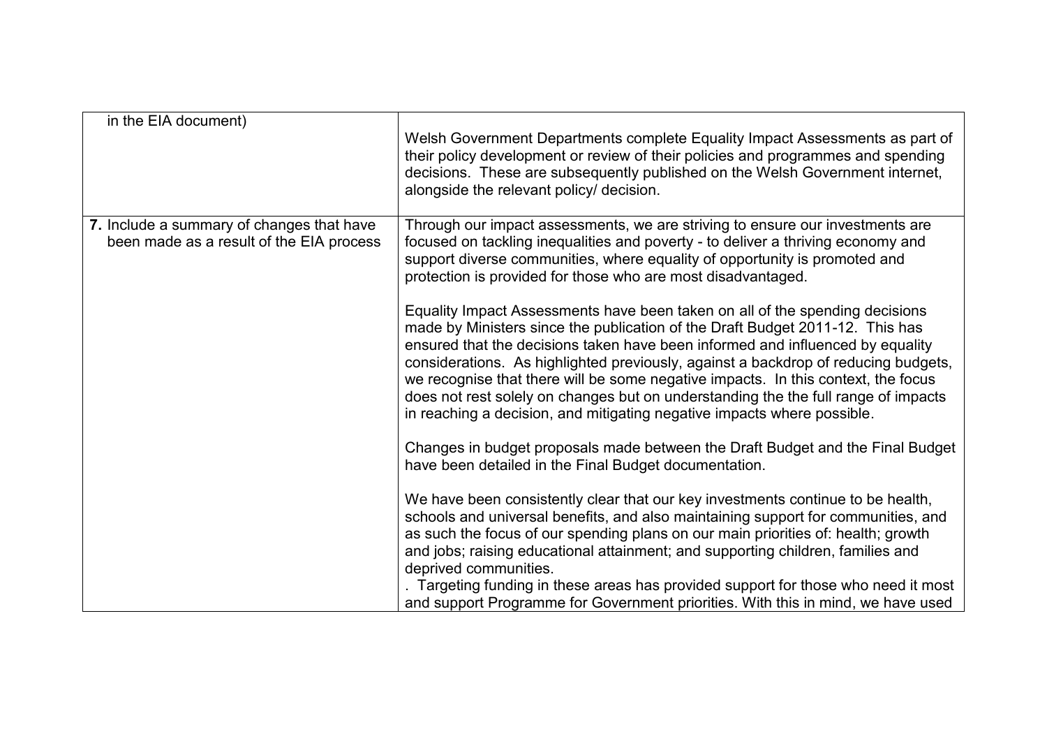| | |
|---|---|
| in the EIA document) | Welsh Government Departments complete Equality Impact Assessments as part of their policy development or review of their policies and programmes and spending decisions. These are subsequently published on the Welsh Government internet, alongside the relevant policy/ decision. |
| **7.** Include a summary of changes that have been made as a result of the EIA process | Through our impact assessments, we are striving to ensure our investments are focused on tackling inequalities and poverty - to deliver a thriving economy and support diverse communities, where equality of opportunity is promoted and protection is provided for those who are most disadvantaged.<br><br>Equality Impact Assessments have been taken on all of the spending decisions made by Ministers since the publication of the Draft Budget 2011-12. This has ensured that the decisions taken have been informed and influenced by equality considerations. As highlighted previously, against a backdrop of reducing budgets, we recognise that there will be some negative impacts. In this context, the focus does not rest solely on changes but on understanding the the full range of impacts in reaching a decision, and mitigating negative impacts where possible.<br><br>Changes in budget proposals made between the Draft Budget and the Final Budget have been detailed in the Final Budget documentation.<br><br>We have been consistently clear that our key investments continue to be health, schools and universal benefits, and also maintaining support for communities, and as such the focus of our spending plans on our main priorities of: health; growth and jobs; raising educational attainment; and supporting children, families and deprived communities.<br>. Targeting funding in these areas has provided support for those who need it most and support Programme for Government priorities. With this in mind, we have used |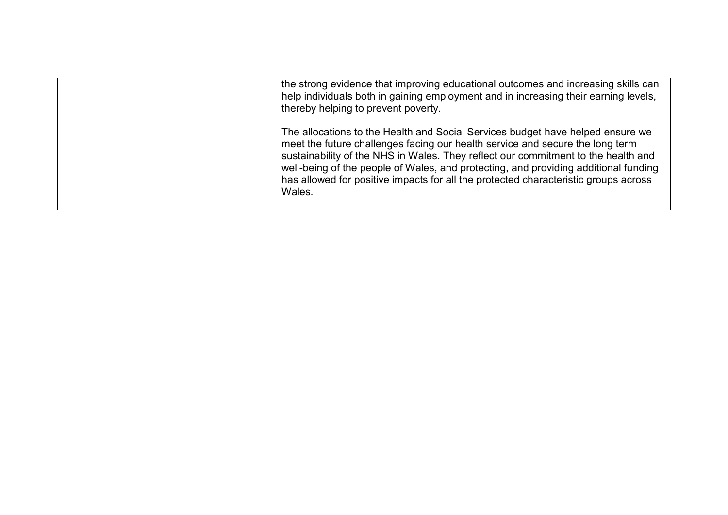| | |
|---|---|
| | the strong evidence that improving educational outcomes and increasing skills can help individuals both in gaining employment and in increasing their earning levels, thereby helping to prevent poverty.<br><br>The allocations to the Health and Social Services budget have helped ensure we meet the future challenges facing our health service and secure the long term sustainability of the NHS in Wales. They reflect our commitment to the health and well-being of the people of Wales, and protecting, and providing additional funding has allowed for positive impacts for all the protected characteristic groups across Wales. |